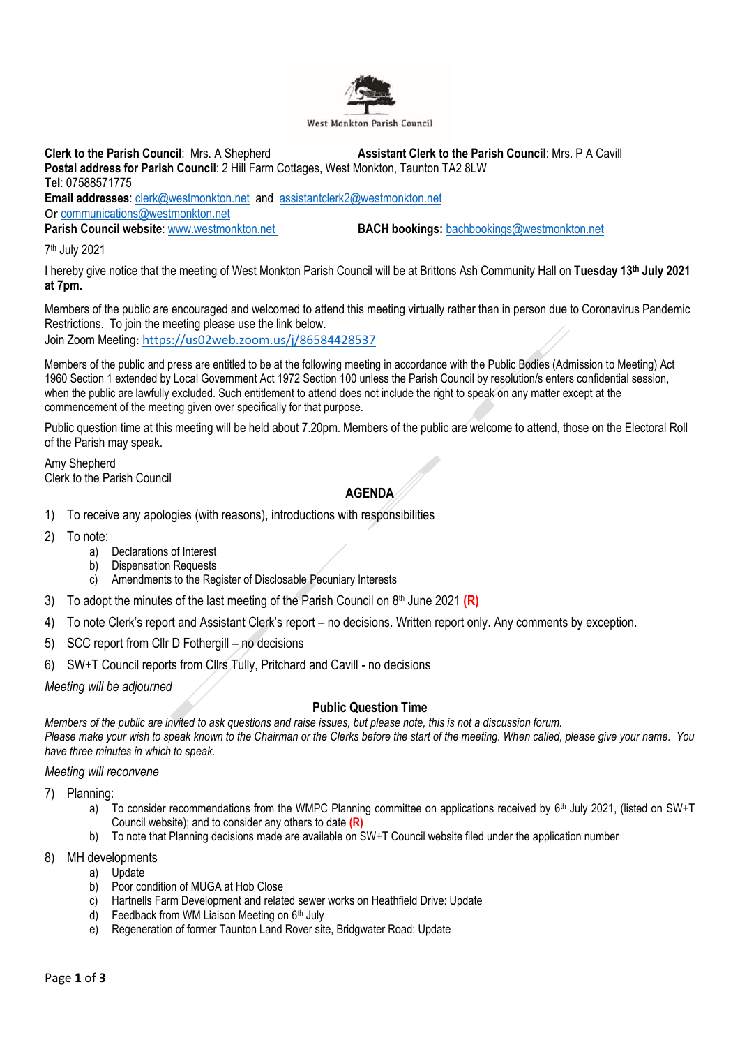West Monkton Parish Council

**Clerk to the Parish Council**: Mrs. A Shepherd **Assistant Clerk to the Parish Council**: Mrs. P A Cavill
**Postal address for Parish Council**: 2 Hill Farm Cottages, West Monkton, Taunton TA2 8LW
**Tel**: 07588571775
**Email addresses**: clerk@westmonkton.net and assistantclerk2@westmonkton.net
Or communications@westmonkton.net
**Parish Council website**: www.westmonkton.net **BACH bookings:** bachbookings@westmonkton.net

7th July 2021

I hereby give notice that the meeting of West Monkton Parish Council will be at Brittons Ash Community Hall on **Tuesday 13th July 2021 at 7pm.**

Members of the public are encouraged and welcomed to attend this meeting virtually rather than in person due to Coronavirus Pandemic Restrictions. To join the meeting please use the link below.
Join Zoom Meeting: https://us02web.zoom.us/j/86584428537

Members of the public and press are entitled to be at the following meeting in accordance with the Public Bodies (Admission to Meeting) Act 1960 Section 1 extended by Local Government Act 1972 Section 100 unless the Parish Council by resolution/s enters confidential session, when the public are lawfully excluded. Such entitlement to attend does not include the right to speak on any matter except at the commencement of the meeting given over specifically for that purpose.

Public question time at this meeting will be held about 7.20pm. Members of the public are welcome to attend, those on the Electoral Roll of the Parish may speak.

Amy Shepherd
Clerk to the Parish Council

## AGENDA

1) To receive any apologies (with reasons), introductions with responsibilities
2) To note:
   a) Declarations of Interest
   b) Dispensation Requests
   c) Amendments to the Register of Disclosable Pecuniary Interests
3) To adopt the minutes of the last meeting of the Parish Council on 8th June 2021 **(R)**
4) To note Clerk's report and Assistant Clerk's report – no decisions. Written report only. Any comments by exception.
5) SCC report from Cllr D Fothergill – no decisions
6) SW+T Council reports from Cllrs Tully, Pritchard and Cavill - no decisions

*Meeting will be adjourned*

### Public Question Time

*Members of the public are invited to ask questions and raise issues, but please note, this is not a discussion forum.*
*Please make your wish to speak known to the Chairman or the Clerks before the start of the meeting. When called, please give your name. You have three minutes in which to speak.*

*Meeting will reconvene*

7) Planning:
   a) To consider recommendations from the WMPC Planning committee on applications received by 6th July 2021, (listed on SW+T Council website); and to consider any others to date **(R)**
   b) To note that Planning decisions made are available on SW+T Council website filed under the application number
8) MH developments
   a) Update
   b) Poor condition of MUGA at Hob Close
   c) Hartnells Farm Development and related sewer works on Heathfield Drive: Update
   d) Feedback from WM Liaison Meeting on 6th July
   e) Regeneration of former Taunton Land Rover site, Bridgwater Road: Update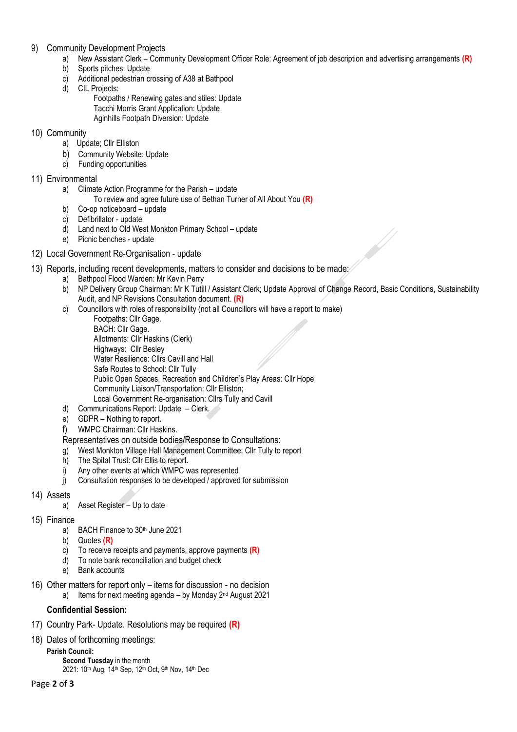9) Community Development Projects
   a) New Assistant Clerk – Community Development Officer Role: Agreement of job description and advertising arrangements **(R)**
   b) Sports pitches: Update
   c) Additional pedestrian crossing of A38 at Bathpool
   d) CIL Projects:
      Footpaths / Renewing gates and stiles: Update
      Tacchi Morris Grant Application: Update
      Aginhills Footpath Diversion: Update

10) Community
   a) Update; Cllr Elliston
   b) Community Website: Update
   c) Funding opportunities

11) Environmental
   a) Climate Action Programme for the Parish – update
      To review and agree future use of Bethan Turner of All About You **(R)**
   b) Co-op noticeboard – update
   c) Defibrillator - update
   d) Land next to Old West Monkton Primary School – update
   e) Picnic benches - update

12) Local Government Re-Organisation - update

13) Reports, including recent developments, matters to consider and decisions to be made:
   a) Bathpool Flood Warden: Mr Kevin Perry
   b) NP Delivery Group Chairman: Mr K Tutill / Assistant Clerk; Update Approval of Change Record, Basic Conditions, Sustainability Audit, and NP Revisions Consultation document. **(R)**
   c) Councillors with roles of responsibility (not all Councillors will have a report to make)
      Footpaths: Cllr Gage.
      BACH: Cllr Gage.
      Allotments: Cllr Haskins (Clerk)
      Highways: Cllr Besley
      Water Resilience: Cllrs Cavill and Hall
      Safe Routes to School: Cllr Tully
      Public Open Spaces, Recreation and Children's Play Areas: Cllr Hope
      Community Liaison/Transportation: Cllr Elliston;
      Local Government Re-organisation: Cllrs Tully and Cavill
   d) Communications Report: Update – Clerk.
   e) GDPR – Nothing to report.
   f) WMPC Chairman: Cllr Haskins.

   Representatives on outside bodies/Response to Consultations:
   g) West Monkton Village Hall Management Committee; Cllr Tully to report
   h) The Spital Trust: Cllr Ellis to report.
   i) Any other events at which WMPC was represented
   j) Consultation responses to be developed / approved for submission

14) Assets
   a) Asset Register – Up to date

15) Finance
   a) BACH Finance to 30th June 2021
   b) Quotes **(R)**
   c) To receive receipts and payments, approve payments **(R)**
   d) To note bank reconciliation and budget check
   e) Bank accounts

16) Other matters for report only – items for discussion - no decision
   a) Items for next meeting agenda – by Monday 2nd August 2021

**Confidential Session:**

17) Country Park- Update. Resolutions may be required **(R)**

18) Dates of forthcoming meetings:

**Parish Council:**
**Second Tuesday** in the month
2021: 10th Aug, 14th Sep, 12th Oct, 9th Nov, 14th Dec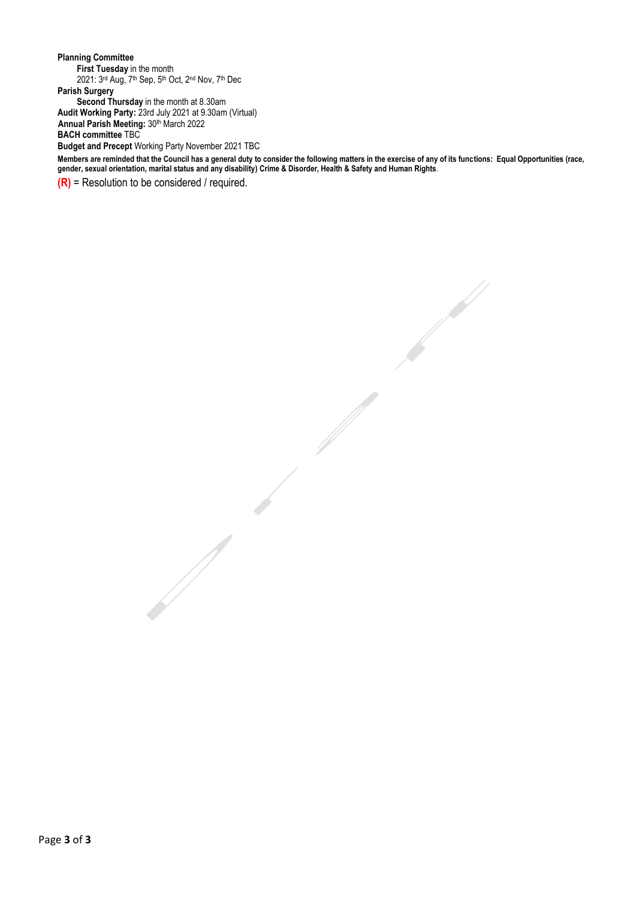**Planning Committee**

**First Tuesday** in the month

2021: 3rd Aug, 7th Sep, 5th Oct, 2nd Nov, 7th Dec

**Parish Surgery**

**Second Thursday** in the month at 8.30am

**Audit Working Party:** 23rd July 2021 at 9.30am (Virtual)

**Annual Parish Meeting:** 30th March 2022

**BACH committee** TBC

**Budget and Precept** Working Party November 2021 TBC

**Members are reminded that the Council has a general duty to consider the following matters in the exercise of any of its functions: Equal Opportunities (race, gender, sexual orientation, marital status and any disability) Crime & Disorder, Health & Safety and Human Rights**.

**(R)** = Resolution to be considered / required.